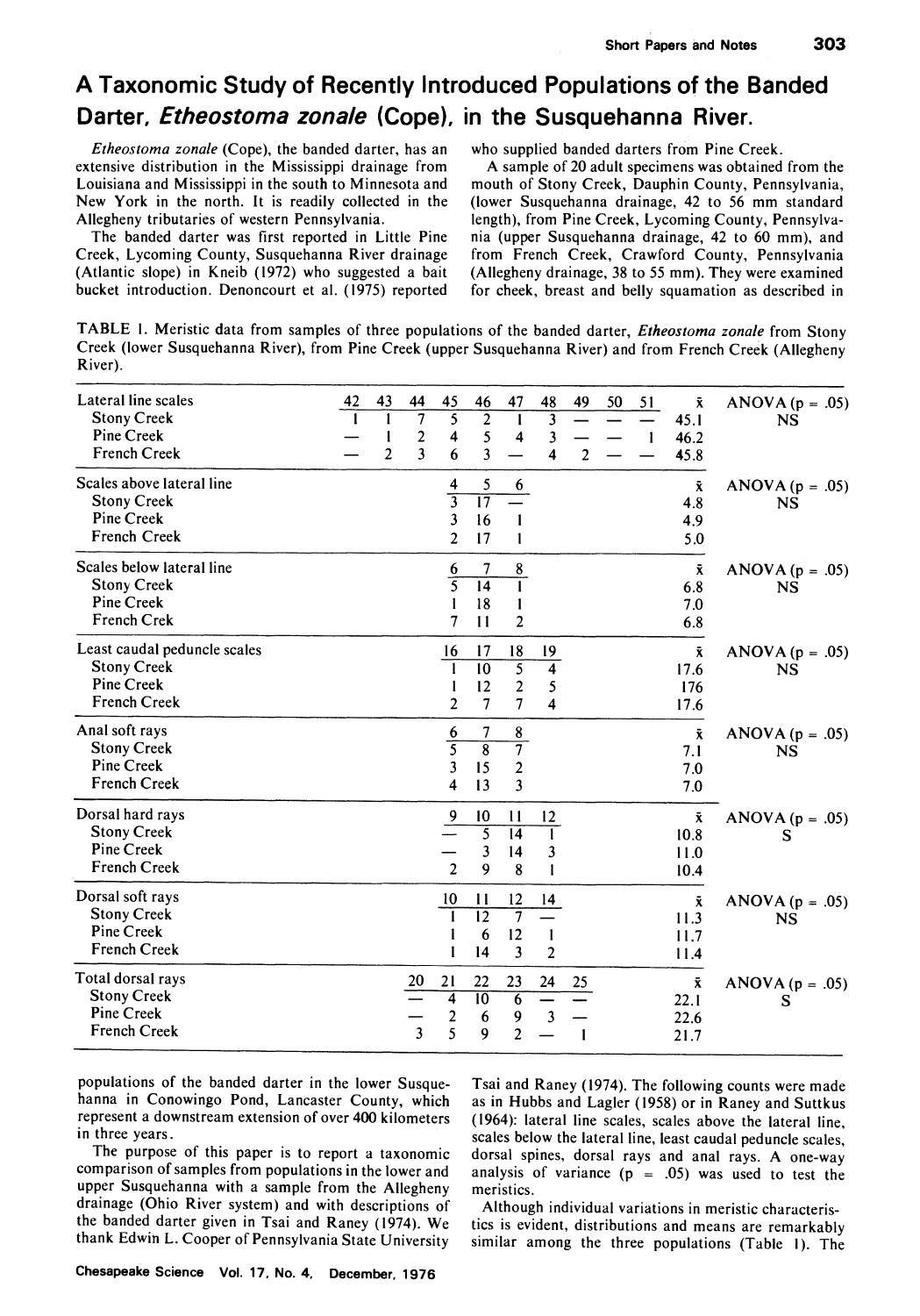# A Taxonomic Study of Recently Introduced Populations of the Banded Darter, *Etheostoma zonale* (Cope), in the Susquehanna River.

*Etheostoma zonale* (Cope), the banded darter, has an extensive distribution in the Mississippi drainage from Louisiana and Mississippi in the south to Minnesota and New York in the north. It is readily collected in the Allegheny tributaries of western Pennsylvania.

The banded darter was first reported in Little Pine Creek, Lycoming County, Susquehanna River drainage (Atlantic slope) in Kneib (1972) who suggested a bait bucket introduction. Denoncourt et al. (1975) reported populations of the banded darter in the lower Susquehanna in Conowingo Pond, Lancaster County, which represent a downstream extension of over 400 kilometers in three years.

The purpose of this paper is to report a taxonomic comparison of samples from populations in the lower and upper Susquehanna with a sample from the Allegheny drainage (Ohio River system) and with descriptions of the banded darter given in Tsai and Raney (1974). We thank Edwin L. Cooper of Pennsylvania State University who supplied banded darters from Pine Creek.

A sample of 20 adult specimens was obtained from the mouth of Stony Creek, Dauphin County, Pennsylvania, (lower Susquehanna drainage, 42 to 56 mm standard length), from Pine Creek, Lycoming County, Pennsylvania (upper Susquehanna drainage, 42 to 60 mm), and from French Creek, Crawford County, Pennsylvania (Allegheny drainage, 38 to 55 mm). They were examined for cheek, breast and belly squamation as described in Tsai and Raney (1974). The following counts were made as in Hubbs and Lagler (1958) or in Raney and Suttkus (1964): lateral line scales, scales above the lateral line, scales below the lateral line, least caudal peduncle scales, dorsal spines, dorsal rays and anal rays. A one-way analysis of variance ($p = .05$) was used to test the meristics.

Although individual variations in meristic characteristics is evident, distributions and means are remarkably similar among the three populations (Table 1). The

TABLE 1. Meristic data from samples of three populations of the banded darter, *Etheostoma zonale* from Stony Creek (lower Susquehanna River), from Pine Creek (upper Susquehanna River) and from French Creek (Allegheny River).

| Lateral line scales | 42 | 43 | 44 | 45 | 46 | 47 | 48 | 49 | 50 | 51 | x̄ | ANOVA (p = .05) |
|---|---|---|---|---|---|---|---|---|---|---|---|---|
| Stony Creek | 1 | 1 | 7 | 5 | 2 | 1 | 3 | — | — | — | 45.1 | NS |
| Pine Creek | — | 1 | 2 | 4 | 5 | 4 | 3 | — | — | 1 | 46.2 | |
| French Creek | — | 2 | 3 | 6 | 3 | — | 4 | 2 | — | — | 45.8 | |

| Scales above lateral line | 4 | 5 | 6 | x̄ | ANOVA (p = .05) |
|---|---|---|---|---|---|
| Stony Creek | 3 | 17 | — | 4.8 | NS |
| Pine Creek | 3 | 16 | 1 | 4.9 | |
| French Creek | 2 | 17 | 1 | 5.0 | |

| Scales below lateral line | 6 | 7 | 8 | x̄ | ANOVA (p = .05) |
|---|---|---|---|---|---|
| Stony Creek | 5 | 14 | 1 | 6.8 | NS |
| Pine Creek | 1 | 18 | 1 | 7.0 | |
| French Crek | 7 | 11 | 2 | 6.8 | |

| Least caudal peduncle scales | 16 | 17 | 18 | 19 | x̄ | ANOVA (p = .05) |
|---|---|---|---|---|---|---|
| Stony Creek | 1 | 10 | 5 | 4 | 17.6 | NS |
| Pine Creek | 1 | 12 | 2 | 5 | 176 | |
| French Creek | 2 | 7 | 7 | 4 | 17.6 | |

| Anal soft rays | 6 | 7 | 8 | x̄ | ANOVA (p = .05) |
|---|---|---|---|---|---|
| Stony Creek | 5 | 8 | 7 | 7.1 | NS |
| Pine Creek | 3 | 15 | 2 | 7.0 | |
| French Creek | 4 | 13 | 3 | 7.0 | |

| Dorsal hard rays | 9 | 10 | 11 | 12 | x̄ | ANOVA (p = .05) |
|---|---|---|---|---|---|---|
| Stony Creek | — | 5 | 14 | 1 | 10.8 | S |
| Pine Creek | — | 3 | 14 | 3 | 11.0 | |
| French Creek | 2 | 9 | 8 | 1 | 10.4 | |

| Dorsal soft rays | 10 | 11 | 12 | 14 | x̄ | ANOVA (p = .05) |
|---|---|---|---|---|---|---|
| Stony Creek | 1 | 12 | 7 | — | 11.3 | NS |
| Pine Creek | 1 | 6 | 12 | 1 | 11.7 | |
| French Creek | 1 | 14 | 3 | 2 | 11.4 | |

| Total dorsal rays | 20 | 21 | 22 | 23 | 24 | 25 | x̄ | ANOVA (p = .05) |
|---|---|---|---|---|---|---|---|---|
| Stony Creek | — | 4 | 10 | 6 | — | — | 22.1 | S |
| Pine Creek | — | 2 | 6 | 9 | 3 | — | 22.6 | |
| French Creek | 3 | 5 | 9 | 2 | — | 1 | 21.7 | |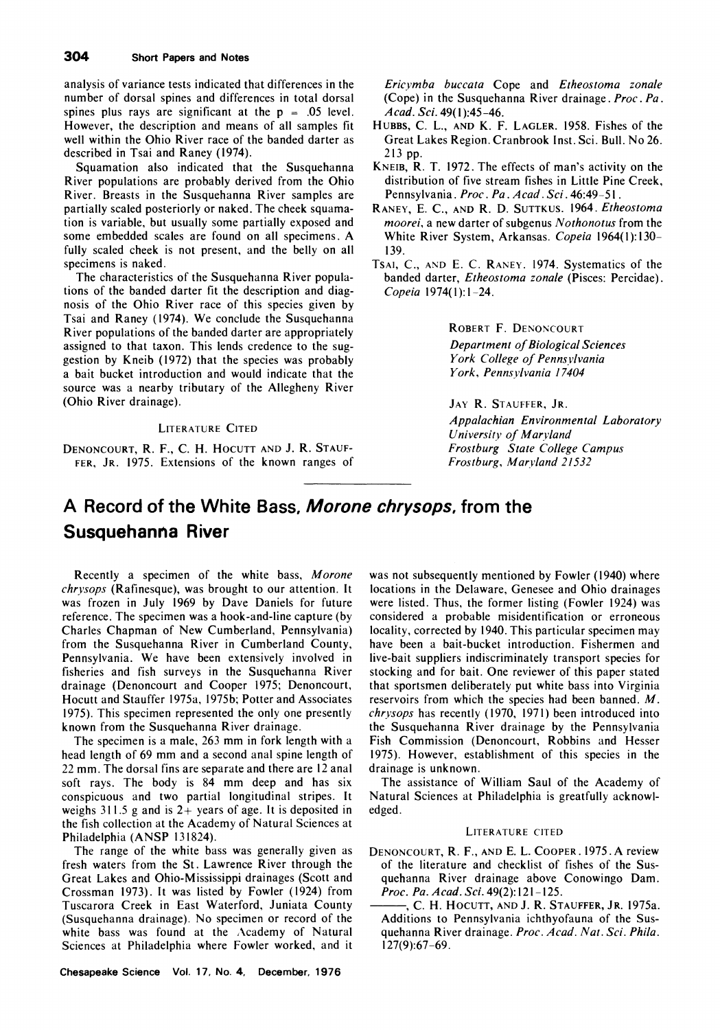analysis of variance tests indicated that differences in the number of dorsal spines and differences in total dorsal spines plus rays are significant at the p = .05 level. However, the description and means of all samples fit well within the Ohio River race of the banded darter as described in Tsai and Raney (1974).

Squamation also indicated that the Susquehanna River populations are probably derived from the Ohio River. Breasts in the Susquehanna River samples are partially scaled posteriorly or naked. The cheek squamation is variable, but usually some partially exposed and some embedded scales are found on all specimens. A fully scaled cheek is not present, and the belly on all specimens is naked.

The characteristics of the Susquehanna River populations of the banded darter fit the description and diagnosis of the Ohio River race of this species given by Tsai and Raney (1974). We conclude the Susquehanna River populations of the banded darter are appropriately assigned to that taxon. This lends credence to the suggestion by Kneib (1972) that the species was probably a bait bucket introduction and would indicate that the source was a nearby tributary of the Allegheny River (Ohio River drainage).

### Literature Cited

Denoncourt, R. F., C. H. Hocutt and J. R. Stauffer, Jr. 1975. Extensions of the known ranges of *Ericymba buccata* Cope and *Etheostoma zonale* (Cope) in the Susquehanna River drainage. *Proc. Pa. Acad. Sci.* 49(1):45–46.

Hubbs, C. L., and K. F. Lagler. 1958. Fishes of the Great Lakes Region. Cranbrook Inst. Sci. Bull. No 26. 213 pp.

Kneib, R. T. 1972. The effects of man's activity on the distribution of five stream fishes in Little Pine Creek, Pennsylvania. *Proc. Pa. Acad. Sci.* 46:49–51.

Raney, E. C., and R. D. Suttkus. 1964. *Etheostoma moorei*, a new darter of subgenus *Nothonotus* from the White River System, Arkansas. *Copeia* 1964(1):130–139.

Tsai, C., and E. C. Raney. 1974. Systematics of the banded darter, *Etheostoma zonale* (Pisces: Percidae). *Copeia* 1974(1):1–24.

Robert F. Denoncourt
*Department of Biological Sciences*
*York College of Pennsylvania*
*York, Pennsylvania 17404*

Jay R. Stauffer, Jr.
*Appalachian Environmental Laboratory*
*University of Maryland*
*Frostburg State College Campus*
*Frostburg, Maryland 21532*

## A Record of the White Bass, *Morone chrysops*, from the Susquehanna River

Recently a specimen of the white bass, *Morone chrysops* (Rafinesque), was brought to our attention. It was frozen in July 1969 by Dave Daniels for future reference. The specimen was a hook-and-line capture (by Charles Chapman of New Cumberland, Pennsylvania) from the Susquehanna River in Cumberland County, Pennsylvania. We have been extensively involved in fisheries and fish surveys in the Susquehanna River drainage (Denoncourt and Cooper 1975; Denoncourt, Hocutt and Stauffer 1975a, 1975b; Potter and Associates 1975). This specimen represented the only one presently known from the Susquehanna River drainage.

The specimen is a male, 263 mm in fork length with a head length of 69 mm and a second anal spine length of 22 mm. The dorsal fins are separate and there are 12 anal soft rays. The body is 84 mm deep and has six conspicuous and two partial longitudinal stripes. It weighs 311.5 g and is 2+ years of age. It is deposited in the fish collection at the Academy of Natural Sciences at Philadelphia (ANSP 131824).

The range of the white bass was generally given as fresh waters from the St. Lawrence River through the Great Lakes and Ohio-Mississippi drainages (Scott and Crossman 1973). It was listed by Fowler (1924) from Tuscarora Creek in East Waterford, Juniata County (Susquehanna drainage). No specimen or record of the white bass was found at the Academy of Natural Sciences at Philadelphia where Fowler worked, and it was not subsequently mentioned by Fowler (1940) where locations in the Delaware, Genesee and Ohio drainages were listed. Thus, the former listing (Fowler 1924) was considered a probable misidentification or erroneous locality, corrected by 1940. This particular specimen may have been a bait-bucket introduction. Fishermen and live-bait suppliers indiscriminately transport species for stocking and for bait. One reviewer of this paper stated that sportsmen deliberately put white bass into Virginia reservoirs from which the species had been banned. *M. chrysops* has recently (1970, 1971) been introduced into the Susquehanna River drainage by the Pennsylvania Fish Commission (Denoncourt, Robbins and Hesser 1975). However, establishment of this species in the drainage is unknown.

The assistance of William Saul of the Academy of Natural Sciences at Philadelphia is greatfully acknowledged.

### Literature Cited

Denoncourt, R. F., and E. L. Cooper. 1975. A review of the literature and checklist of fishes of the Susquehanna River drainage above Conowingo Dam. *Proc. Pa. Acad. Sci.* 49(2):121–125.

———, C. H. Hocutt, and J. R. Stauffer, Jr. 1975a. Additions to Pennsylvania ichthyofauna of the Susquehanna River drainage. *Proc. Acad. Nat. Sci. Phila.* 127(9):67–69.